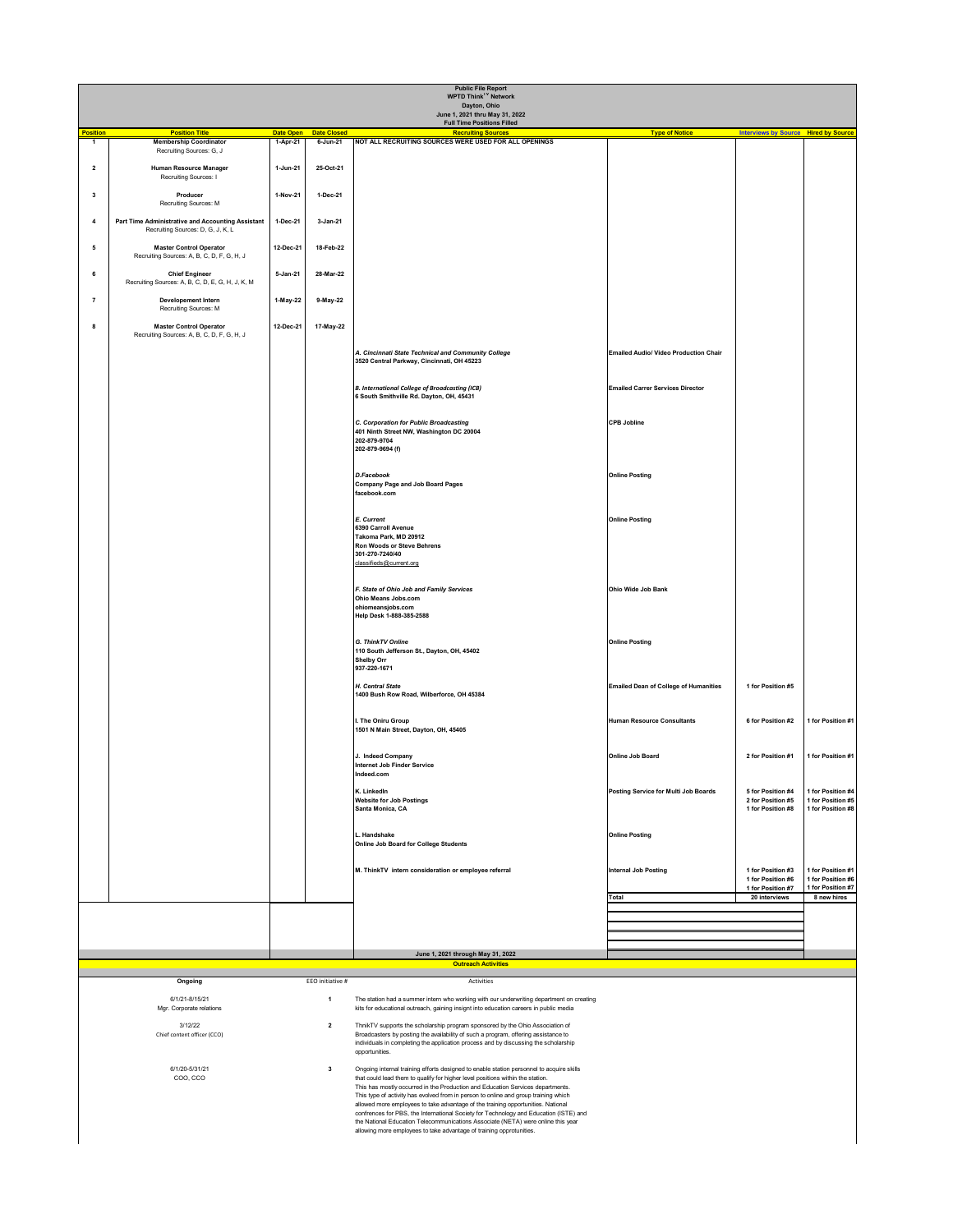# Public File Report
## WPTD Think[TV] Network
### Dayton, Ohio
### June 1, 2021 thru May 31, 2022
### Full Time Positions Filled

| Position | Position Title | Date Open | Date Closed | Recruiting Sources | Type of Notice | Interviews by Source | Hired by Source |
|---|---|---|---|---|---|---|---|
| 1 | Membership Coordinator<br>Recruiting Sources: G, J | 1-Apr-21 | 6-Jun-21 | NOT ALL RECRUITING SOURCES WERE USED FOR ALL OPENINGS | | | |
| 2 | Human Resource Manager<br>Recruiting Sources: I | 1-Jun-21 | 25-Oct-21 | | | | |
| 3 | Producer<br>Recruiting Sources: M | 1-Nov-21 | 1-Dec-21 | | | | |
| 4 | Part Time Administrative and Accounting Assistant<br>Recruiting Sources: D, G, J, K, L | 1-Dec-21 | 3-Jan-21 | | | | |
| 5 | Master Control Operator<br>Recruiting Sources: A, B, C, D, F, G, H, J | 12-Dec-21 | 18-Feb-22 | | | | |
| 6 | Chief Engineer<br>Recruiting Sources: A, B, C, D, E, G, H, J, K, M | 5-Jan-21 | 28-Mar-22 | | | | |
| 7 | Developement Intern<br>Recruiting Sources: M | 1-May-22 | 9-May-22 | | | | |
| 8 | Master Control Operator<br>Recruiting Sources: A, B, C, D, F, G, H, J | 12-Dec-21 | 17-May-22 | | | | |
| | | | | *A. Cincinnati State Technical and Community College*<br>3520 Central Parkway, Cincinnati, OH 45223 | Emailed Audio/ Video Production Chair | | |
| | | | | *B. International College of Broadcasting (ICB)*<br>6 South Smithville Rd. Dayton, OH, 45431 | Emailed Carrer Services Director | | |
| | | | | *C. Corporation for Public Broadcasting*<br>401 Ninth Street NW, Washington DC 20004<br>202-879-9704<br>202-879-9694 (f) | CPB Jobline | | |
| | | | | *D.Facebook*<br>Company Page and Job Board Pages<br>facebook.com | Online Posting | | |
| | | | | *E. Current*<br>6390 Carroll Avenue<br>Takoma Park, MD 20912<br>Ron Woods or Steve Behrens<br>301-270-7240/40<br>classifieds@current.org | Online Posting | | |
| | | | | *F. State of Ohio Job and Family Services*<br>Ohio Means Jobs.com<br>ohiomeansjobs.com<br>Help Desk 1-888-385-2588 | Ohio Wide Job Bank | | |
| | | | | *G. ThinkTV Online*<br>110 South Jefferson St., Dayton, OH, 45402<br>Shelby Orr<br>937-220-1671 | Online Posting | | |
| | | | | *H. Central State*<br>1400 Bush Row Road, Wilberforce, OH 45384 | Emailed Dean of College of Humanities | 1 for Position #5 | |
| | | | | I. The Oniru Group<br>1501 N Main Street, Dayton, OH, 45405 | Human Resource Consultants | 6 for Position #2 | 1 for Position #1 |
| | | | | J. Indeed Company<br>Internet Job Finder Service<br>Indeed.com | Online Job Board | 2 for Position #1 | 1 for Position #1 |
| | | | | K. LinkedIn<br>Website for Job Postings<br>Santa Monica, CA | Posting Service for Multi Job Boards | 5 for Position #4<br>2 for Position #5<br>1 for Position #8 | 1 for Position #4<br>1 for Position #5<br>1 for Position #8 |
| | | | | L. Handshake<br>Online Job Board for College Students | Online Posting | | |
| | | | | M. ThinkTV intern consideration or employee referral | Internal Job Posting | 1 for Position #3<br>1 for Position #6<br>1 for Position #7 | 1 for Position #1<br>1 for Position #6<br>1 for Position #7 |
| | | | | | Total | 20 interviews | 8 new hires |

## June 1, 2021 through May 31, 2022
### Outreach Activities

| Ongoing | EEO initiative # | Activities |
|---|---|---|
| 6/1/21-8/15/21<br>Mgr. Corporate relations | 1 | The station had a summer intern who working with our underwriting department on creating kits for educational outreach, gaining insight into education careers in public media |
| 3/12/22<br>Chief content officer (CCO) | 2 | ThnikTV supports the scholarship program sponsored by the Ohio Association of Broadcasters by posting the availability of such a program, offering assistance to individuals in completing the application process and by discussing the scholarship opportunities. |
| 6/1/20-5/31/21<br>COO, CCO | 3 | Ongoing internal training efforts designed to enable station personnel to acquire skills that could lead them to qualify for higher level positions within the station. This has mostly occurred in the Production and Education Services departments. This type of activity has evolved from in person to online and group training which allowed more employees to take advantage of the training opportunities. National confrences for PBS, the International Society for Technology and Education (ISTE) and the National Education Telecommunications Associate (NETA) were online this year allowing more employees to take advantage of training opprotunities. |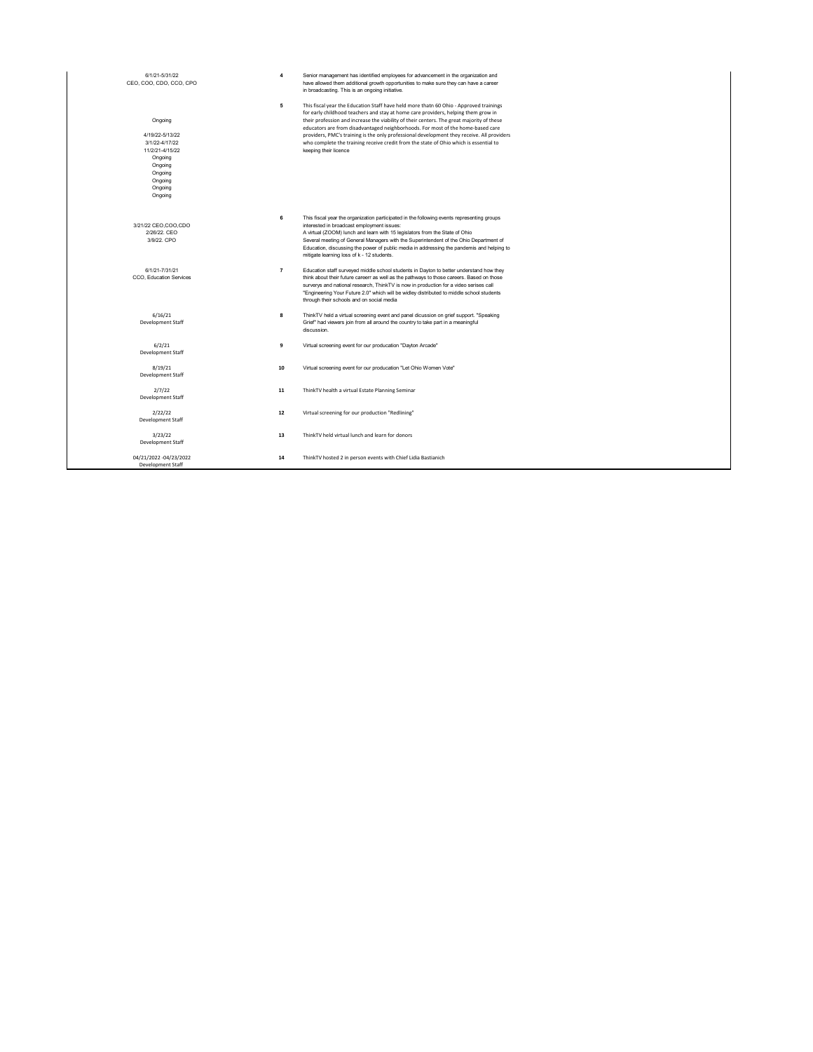| | | |
|---|---|---|
| 6/1/21-5/31/22<br>CEO, COO, CDO, CCO, CPO | 4 | Senior management has identified employees for advancement in the organization and have allowed them additional growth opportunities to make sure they can have a career in broadcasting. This is an ongoing initiative. |
| Ongoing<br><br>4/19/22-5/13/22<br>3/1/22-4/17/22<br>11/2/21-4/15/22<br>Ongoing<br>Ongoing<br>Ongoing<br>Ongoing<br>Ongoing<br>Ongoing | 5 | This fiscal year the Education Staff have held more thatn 60 Ohio - Approved trainings for early childhood teachers and stay at home care providers, helping them grow in their profession and increase the viability of their centers. The great majority of these educators are from disadvantaged neighborhoods. For most of the home-based care providers, PMC's training is the only professional development they receive. All providers who complete the training receive credit from the state of Ohio which is essential to keeping their licence |
| 3/21/22 CEO,COO,CDO<br>2/26/22. CEO<br>3/9/22. CPO | 6 | This fiscal year the organization participated in the following events representing groups interested in broadcast employment issues:<br>A virtual (ZOOM) lunch and learn with 15 legislators from the State of Ohio<br>Several meeting of General Managers with the Superintendent of the Ohio Department of Education, discussing the power of public media in addressing the pandemis and helping to mitigate learning loss of k - 12 students. |
| 6/1/21-7/31/21<br>CCO, Education Services | 7 | Education staff surveyed middle school students in Dayton to better understand how they think about their future careerr as well as the pathways to those careers. Based on those surverys and national research, ThinkTV is now in production for a video serises call "Engineering Your Future 2.0" which will be widley distributed to middle school students through their schools and on social media |
| 6/16/21<br>Development Staff | 8 | ThinkTV held a virtual screening event and panel dicussion on grief support. "Speaking Grief" had viewers join from all around the country to take part in a meaningful discussion. |
| 6/2/21<br>Development Staff | 9 | Virtual screening event for our producation "Dayton Arcade" |
| 8/19/21<br>Development Staff | 10 | Virtual screening event for our producation "Let Ohio Women Vote" |
| 2/7/22<br>Development Staff | 11 | ThinkTV health a virtual Estate Planning Seminar |
| 2/22/22<br>Development Staff | 12 | Virtual screening for our production "Redlining" |
| 3/23/22<br>Development Staff | 13 | ThinkTV held virtual lunch and learn for donors |
| 04/21/2022 -04/23/2022<br>Development Staff | 14 | ThinkTV hosted 2 in person events with Chief Lidia Bastianich |